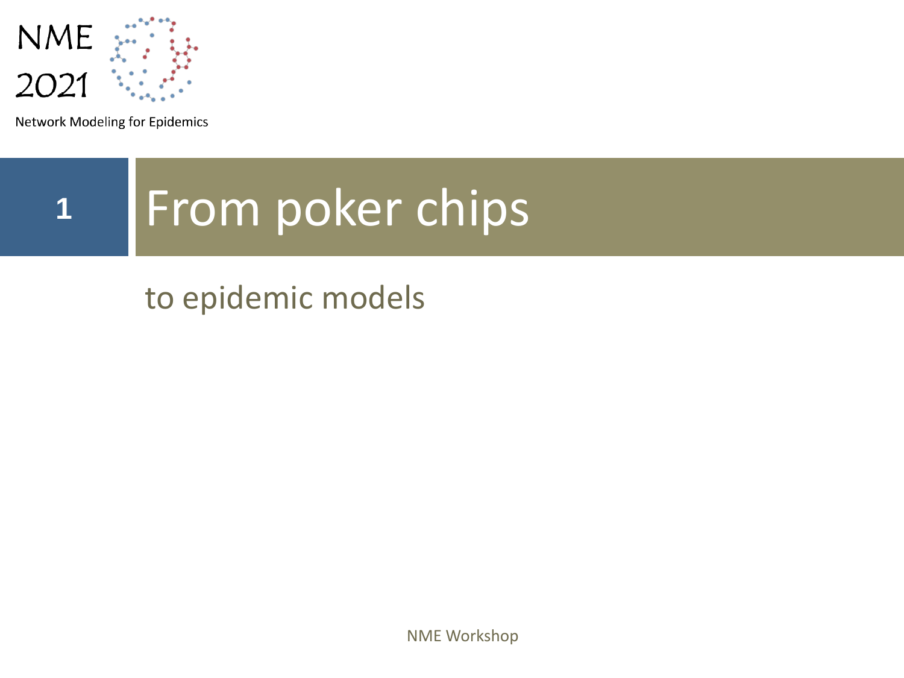NME 2021

Network Modeling for Epidemics

# 1 From poker chips

## to epidemic models

NME Workshop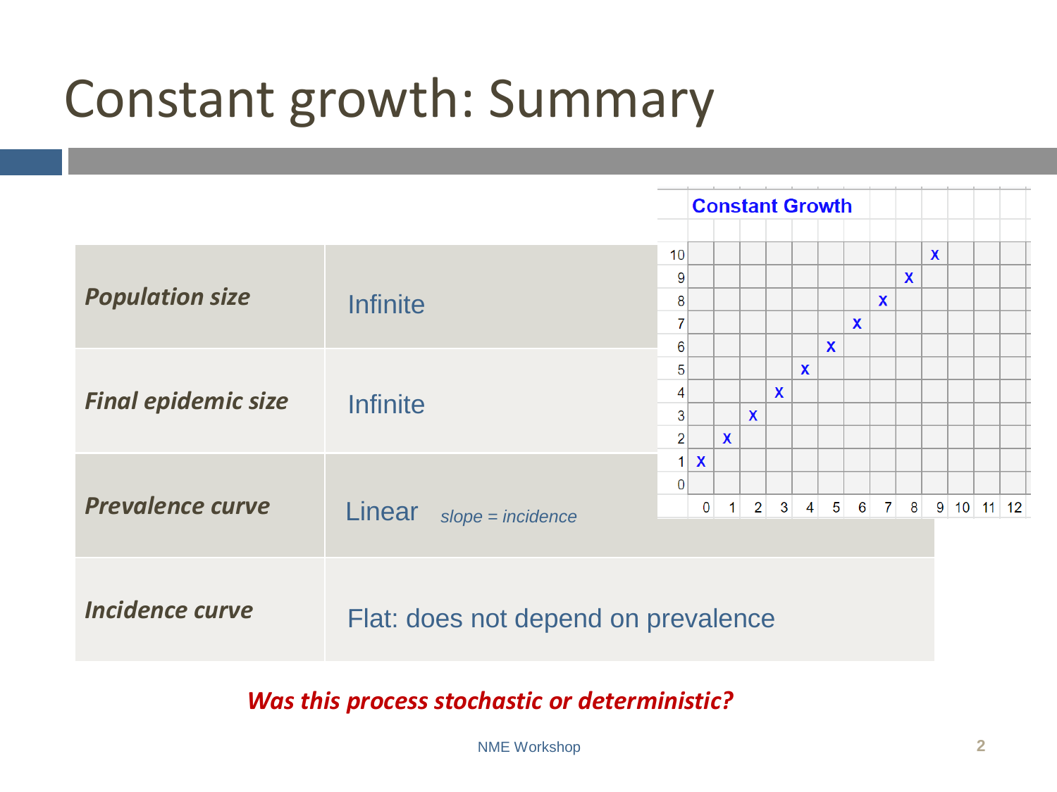# Constant growth: Summary

| | |
|---|---|
| ***Population size*** | Infinite |
| ***Final epidemic size*** | Infinite |
| ***Prevalence curve*** | Linear *slope = incidence* |
| ***Incidence curve*** | Flat: does not depend on prevalence |

**Constant Growth**

| | 0 | 1 | 2 | 3 | 4 | 5 | 6 | 7 | 8 | 9 | 10 | 11 | 12 |
|---|---|---|---|---|---|---|---|---|---|---|---|---|---|
| 10 | | | | | | | | | | X | | | |
| 9 | | | | | | | | | X | | | | |
| 8 | | | | | | | | X | | | | | |
| 7 | | | | | | | X | | | | | | |
| 6 | | | | | | X | | | | | | | |
| 5 | | | | | X | | | | | | | | |
| 4 | | | | X | | | | | | | | | |
| 3 | | | X | | | | | | | | | | |
| 2 | | X | | | | | | | | | | | |
| 1 | X | | | | | | | | | | | | |
| 0 | | | | | | | | | | | | | |

***Was this process stochastic or deterministic?***

NME Workshop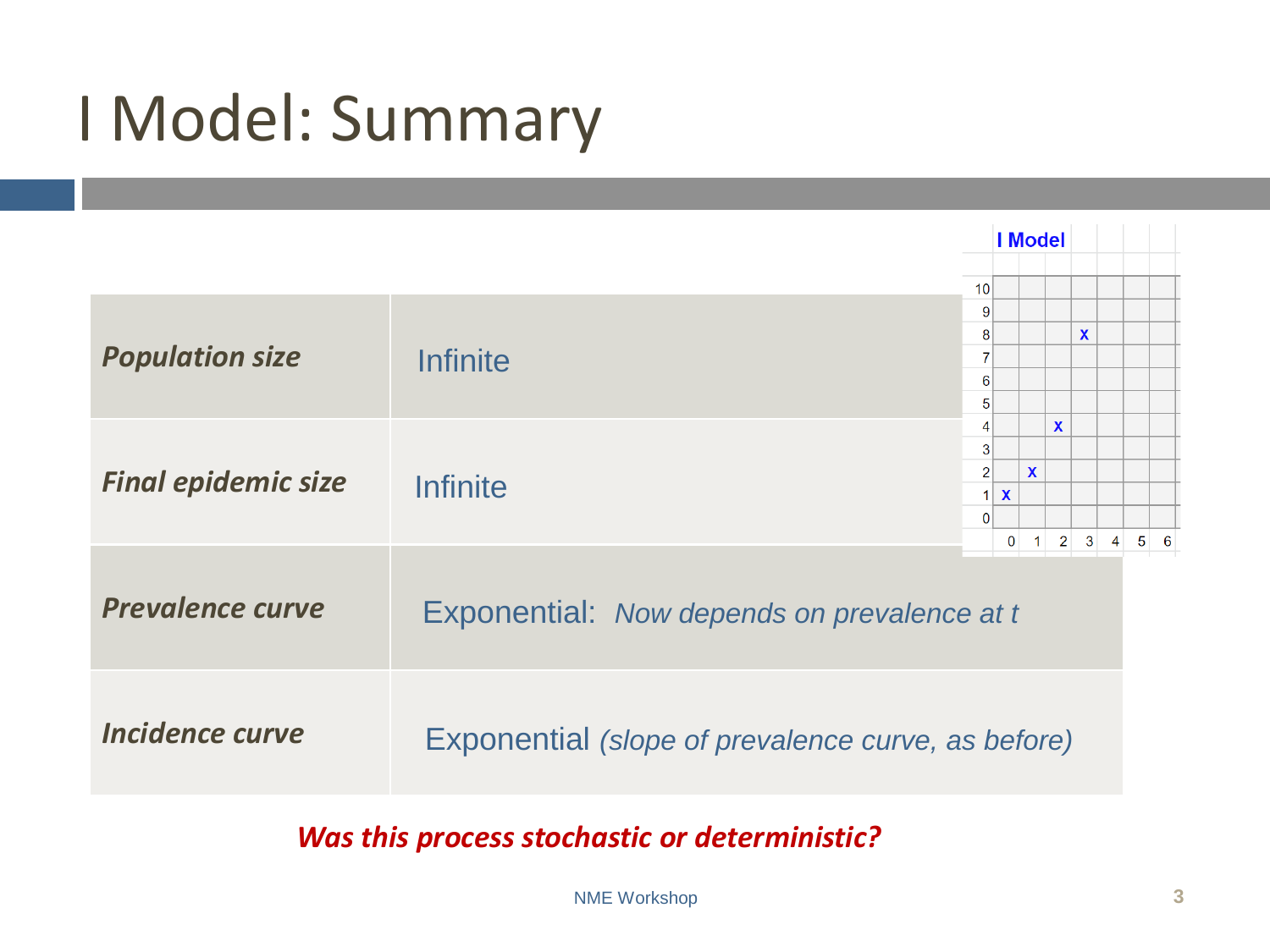# I Model: Summary

| | |
|---|---|
| ***Population size*** | Infinite |
| ***Final epidemic size*** | Infinite |
| ***Prevalence curve*** | Exponential: *Now depends on prevalence at t* |
| ***Incidence curve*** | Exponential *(slope of prevalence curve, as before)* |

**I Model**

| | | | | | | | |
|---|---|---|---|---|---|---|---|
| 10 | | | | | | | |
| 9 | | | | | | | |
| 8 | | | | x | | | |
| 7 | | | | | | | |
| 6 | | | | | | | |
| 5 | | | | | | | |
| 4 | | | x | | | | |
| 3 | | | | | | | |
| 2 | | x | | | | | |
| 1 | x | | | | | | |
| 0 | | | | | | | |
| | 0 | 1 | 2 | 3 | 4 | 5 | 6 |

***Was this process stochastic or deterministic?***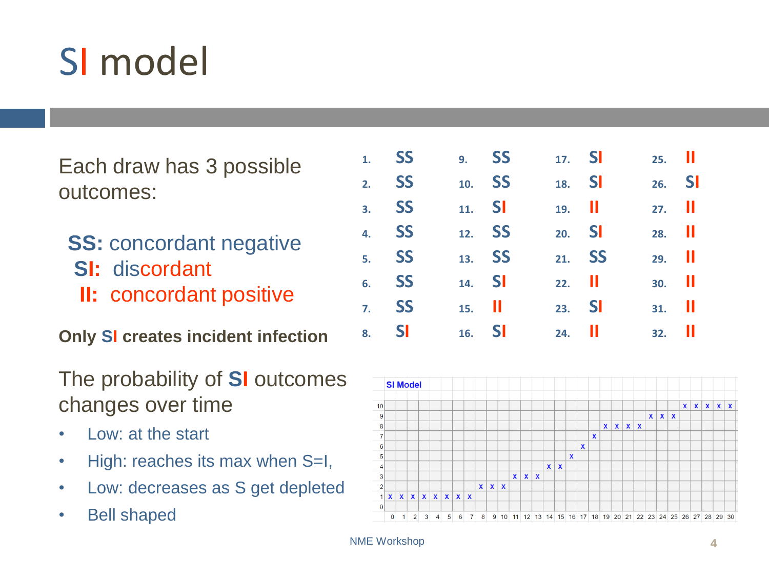# SI model

Each draw has 3 possible outcomes:

**SS:** concordant negative
**SI:** discordant
**II:** concordant positive

**Only SI creates incident infection**

The probability of **SI** outcomes changes over time

- Low: at the start
- High: reaches its max when S=I,
- Low: decreases as S get depleted
- Bell shaped

| | | | | | | | |
|---|---|---|---|---|---|---|---|
| 1. | SS | 9. | SS | 17. | SI | 25. | II |
| 2. | SS | 10. | SS | 18. | SI | 26. | SI |
| 3. | SS | 11. | SI | 19. | II | 27. | II |
| 4. | SS | 12. | SS | 20. | SI | 28. | II |
| 5. | SS | 13. | SS | 21. | SS | 29. | II |
| 6. | SS | 14. | SI | 22. | II | 30. | II |
| 7. | SS | 15. | II | 23. | SI | 31. | II |
| 8. | SI | 16. | SI | 24. | II | 32. | II |

**SI Model**

| | 0 | 1 | 2 | 3 | 4 | 5 | 6 | 7 | 8 | 9 | 10 | 11 | 12 | 13 | 14 | 15 | 16 | 17 | 18 | 19 | 20 | 21 | 22 | 23 | 24 | 25 | 26 | 27 | 28 | 29 | 30 |
|---|---|---|---|---|---|---|---|---|---|---|---|---|---|---|---|---|---|---|---|---|---|---|---|---|---|---|---|---|---|---|---|
| 10 | | | | | | | | | | | | | | | | | | | | | | | | | | x | x | x | x | x | |
| 9 | | | | | | | | | | | | | | | | | | | | | | | x | x | x | | | | | | |
| 8 | | | | | | | | | | | | | | | | | | | x | x | x | x | | | | | | | | | |
| 7 | | | | | | | | | | | | | | | | | | x | | | | | | | | | | | | | |
| 6 | | | | | | | | | | | | | | | | | x | | | | | | | | | | | | | | |
| 5 | | | | | | | | | | | | | | | | x | | | | | | | | | | | | | | | |
| 4 | | | | | | | | | | | | | | x | x | | | | | | | | | | | | | | | | |
| 3 | | | | | | | | | | | | x | x | x | | | | | | | | | | | | | | | | | |
| 2 | | | | | | | | | | x | x | x | | | | | | | | | | | | | | | | | | | |
| 1 | x | x | x | x | x | x | x | x | | | | | | | | | | | | | | | | | | | | | | | |
| 0 | | | | | | | | | | | | | | | | | | | | | | | | | | | | | | | |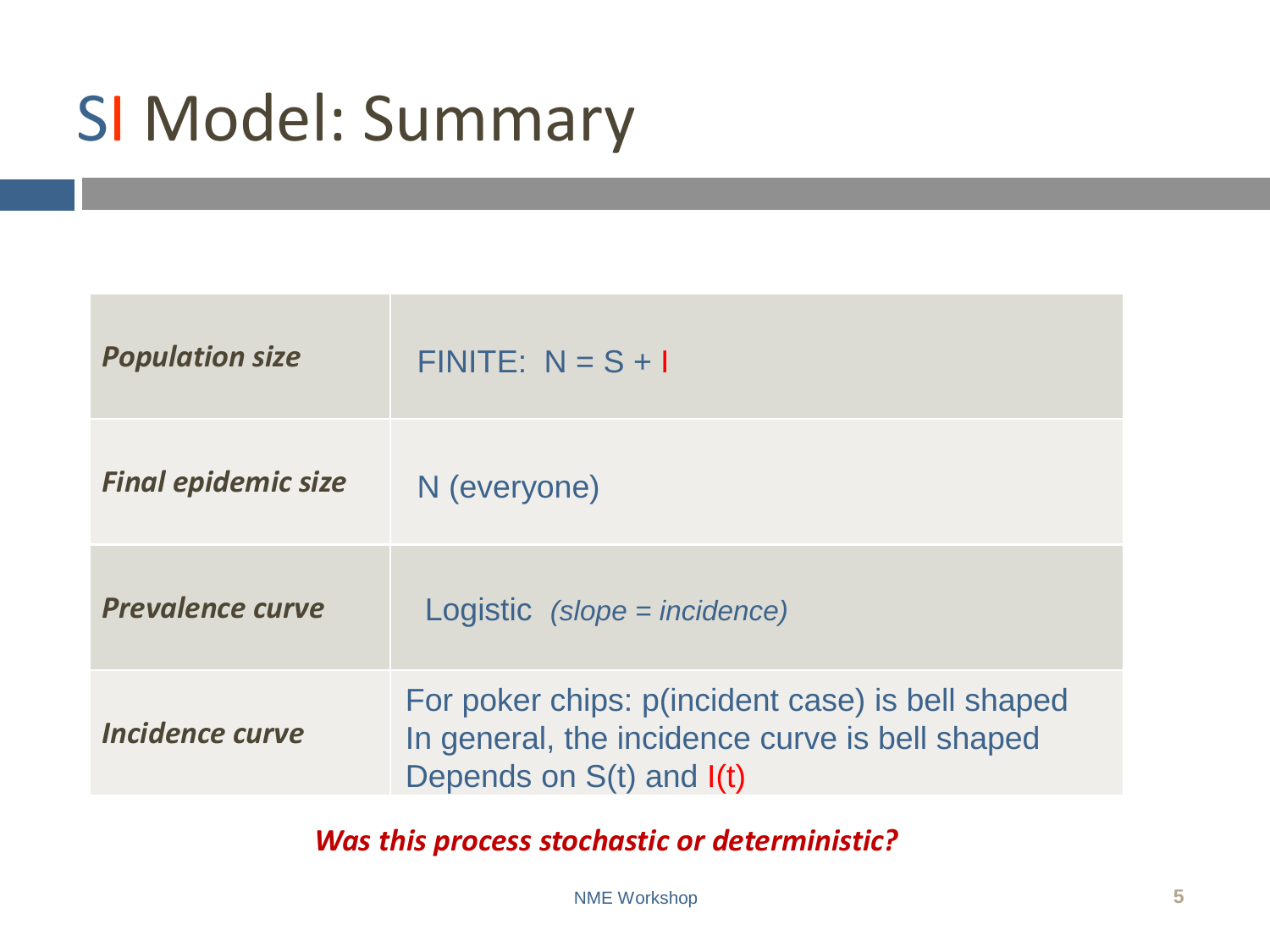# SI Model: Summary

| | |
|---|---|
| ***Population size*** | FINITE: $N = S + I$ |
| ***Final epidemic size*** | N (everyone) |
| ***Prevalence curve*** | Logistic *(slope = incidence)* |
| ***Incidence curve*** | For poker chips: p(incident case) is bell shaped<br>In general, the incidence curve is bell shaped<br>Depends on S(t) and I(t) |

***Was this process stochastic or deterministic?***

NME Workshop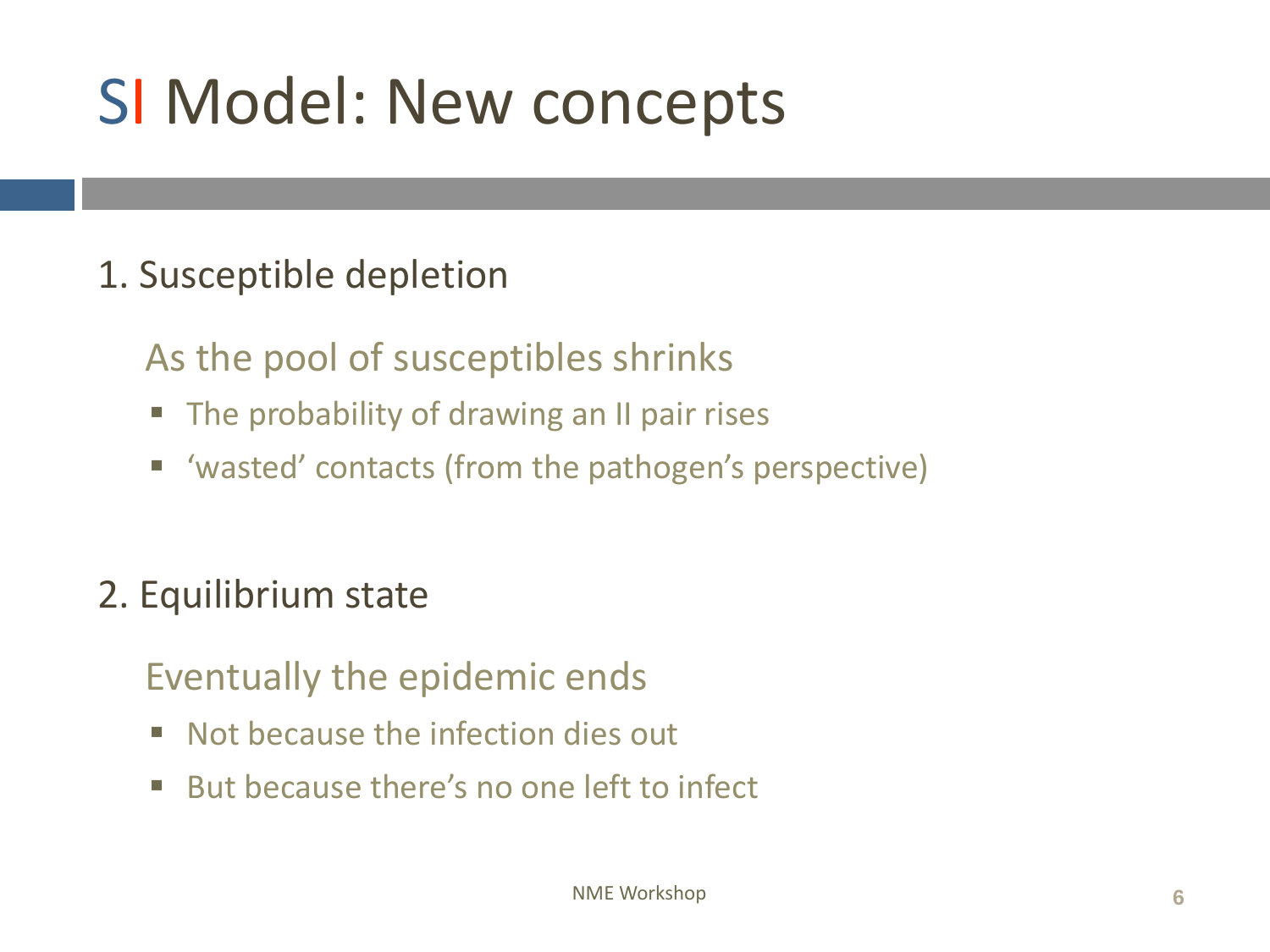# SI Model: New concepts

1. Susceptible depletion

   As the pool of susceptibles shrinks

   - The probability of drawing an II pair rises
   - ‘wasted’ contacts (from the pathogen’s perspective)

2. Equilibrium state

   Eventually the epidemic ends

   - Not because the infection dies out
   - But because there’s no one left to infect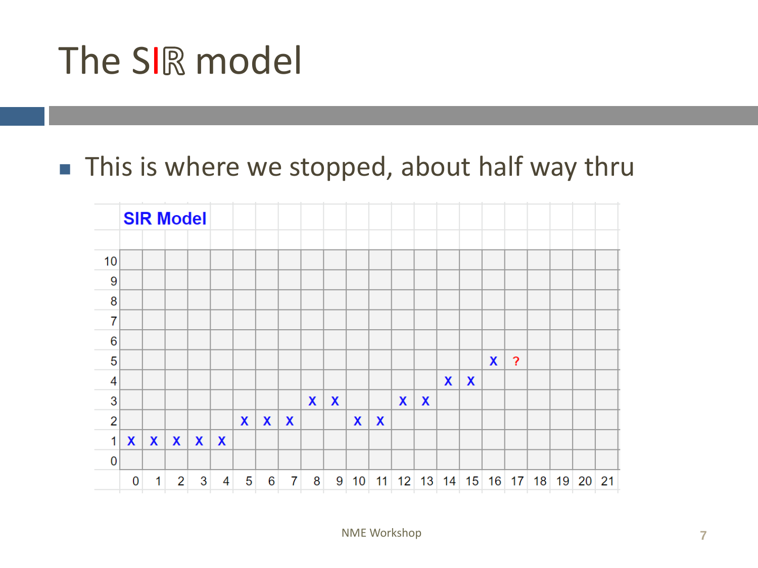# The SIR model

- This is where we stopped, about half way thru

**SIR Model**

| | 0 | 1 | 2 | 3 | 4 | 5 | 6 | 7 | 8 | 9 | 10 | 11 | 12 | 13 | 14 | 15 | 16 | 17 | 18 | 19 | 20 | 21 |
|---|---|---|---|---|---|---|---|---|---|---|---|---|---|---|---|---|---|---|---|---|---|---|
| 10 | | | | | | | | | | | | | | | | | | | | | | |
| 9 | | | | | | | | | | | | | | | | | | | | | | |
| 8 | | | | | | | | | | | | | | | | | | | | | | |
| 7 | | | | | | | | | | | | | | | | | | | | | | |
| 6 | | | | | | | | | | | | | | | | | | | | | | |
| 5 | | | | | | | | | | | | | | | | | X | ? | | | | |
| 4 | | | | | | | | | | | | | | | X | X | | | | | | |
| 3 | | | | | | | | | X | X | | | X | X | | | | | | | | |
| 2 | | | | | | X | X | X | | | X | X | | | | | | | | | | |
| 1 | X | X | X | X | X | | | | | | | | | | | | | | | | | |
| 0 | | | | | | | | | | | | | | | | | | | | | | |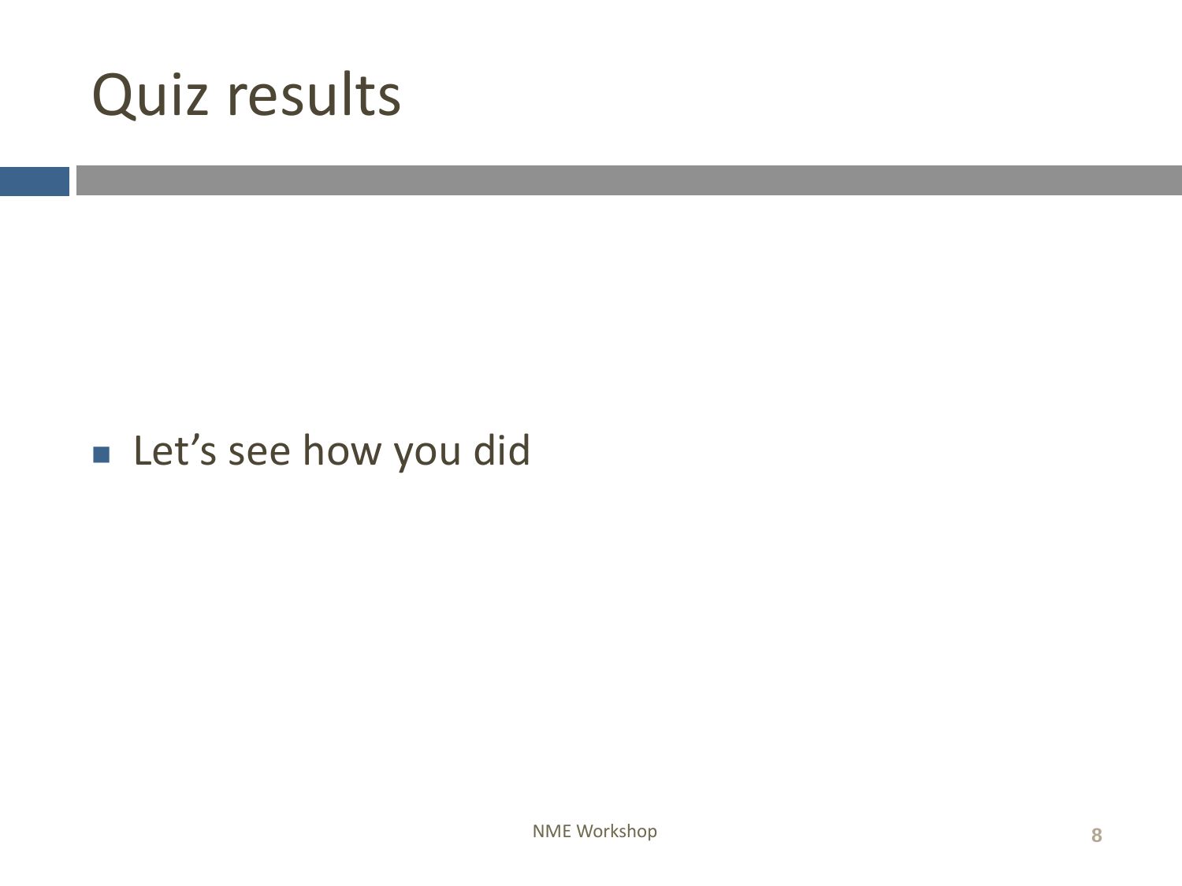# Quiz results

- Let's see how you did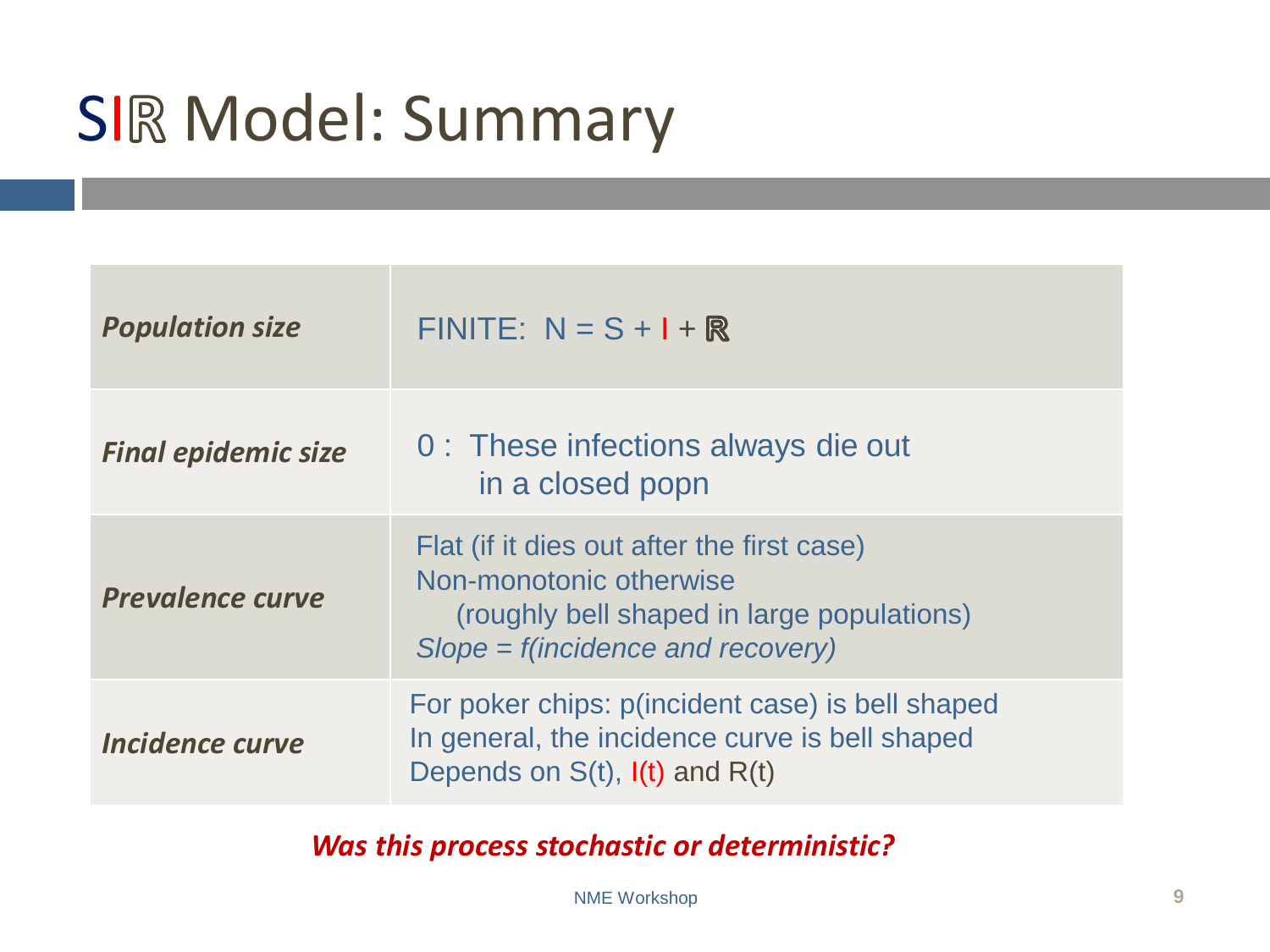# SIℝ Model: Summary

| | |
|---|---|
| ***Population size*** | FINITE: N = S + I + ℝ |
| ***Final epidemic size*** | 0 : These infections always die out in a closed popn |
| ***Prevalence curve*** | Flat (if it dies out after the first case)<br>Non-monotonic otherwise<br>(roughly bell shaped in large populations)<br>*Slope = f(incidence and recovery)* |
| ***Incidence curve*** | For poker chips: p(incident case) is bell shaped<br>In general, the incidence curve is bell shaped<br>Depends on S(t), I(t) and R(t) |

***Was this process stochastic or deterministic?***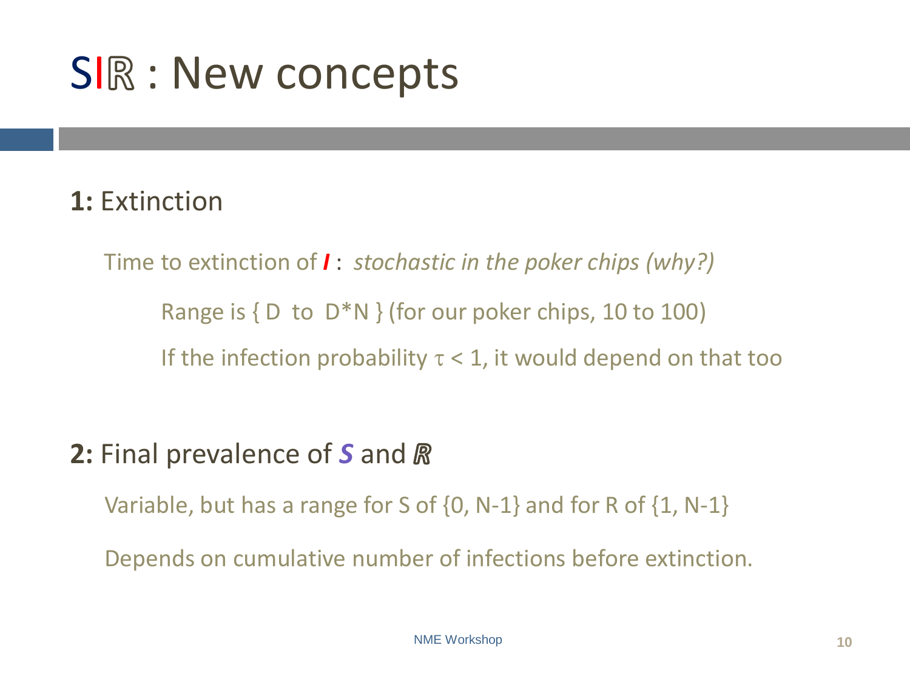# SIℝ : New concepts

**1:** Extinction

Time to extinction of ***I*** : *stochastic in the poker chips (why?)*

Range is { D to D*N } (for our poker chips, 10 to 100)

If the infection probability $\tau < 1$, it would depend on that too

**2:** Final prevalence of ***S*** and ***ℝ***

Variable, but has a range for S of {0, N-1} and for R of {1, N-1}

Depends on cumulative number of infections before extinction.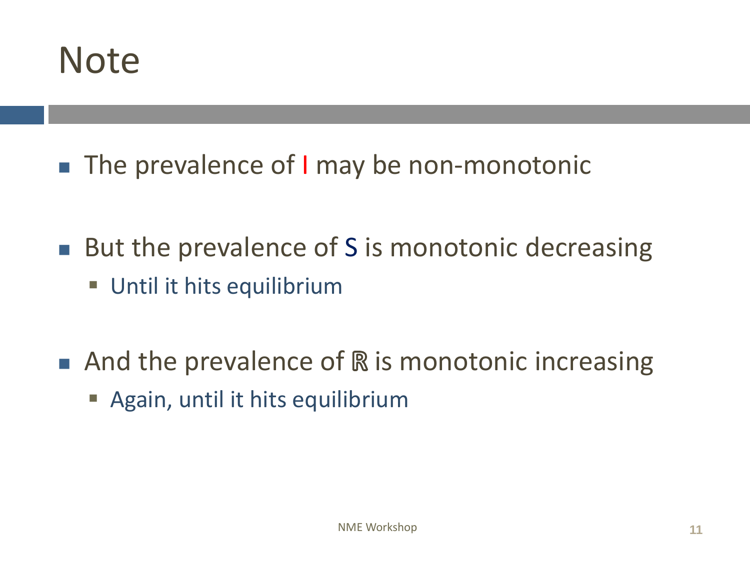# Note

- The prevalence of I may be non-monotonic
- But the prevalence of S is monotonic decreasing
  - Until it hits equilibrium
- And the prevalence of ℝ is monotonic increasing
  - Again, until it hits equilibrium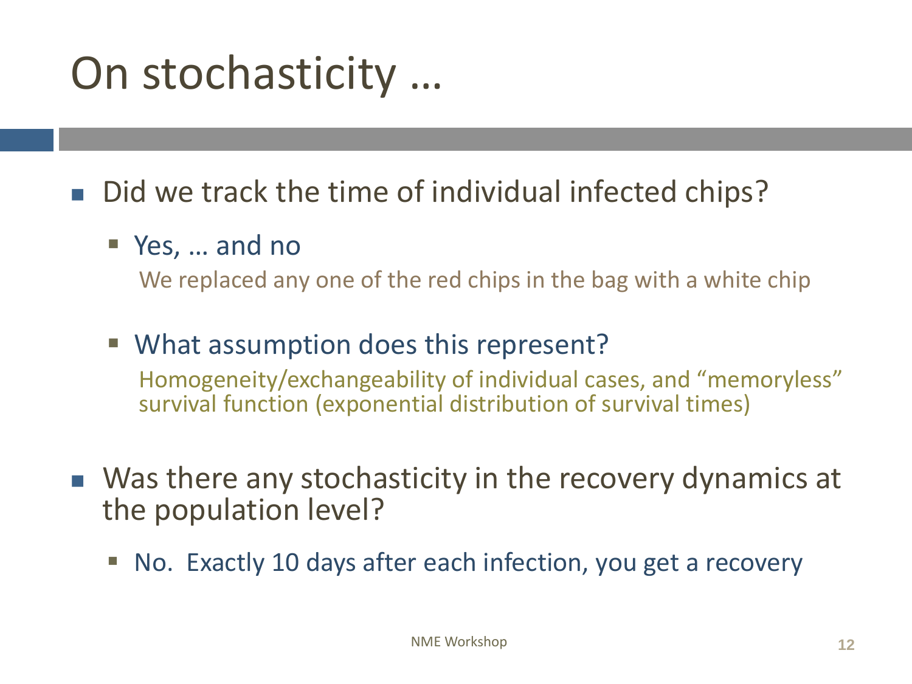# On stochasticity …

- Did we track the time of individual infected chips?
  - Yes, … and no

    We replaced any one of the red chips in the bag with a white chip

  - What assumption does this represent?

    Homogeneity/exchangeability of individual cases, and "memoryless" survival function (exponential distribution of survival times)

- Was there any stochasticity in the recovery dynamics at the population level?
  - No. Exactly 10 days after each infection, you get a recovery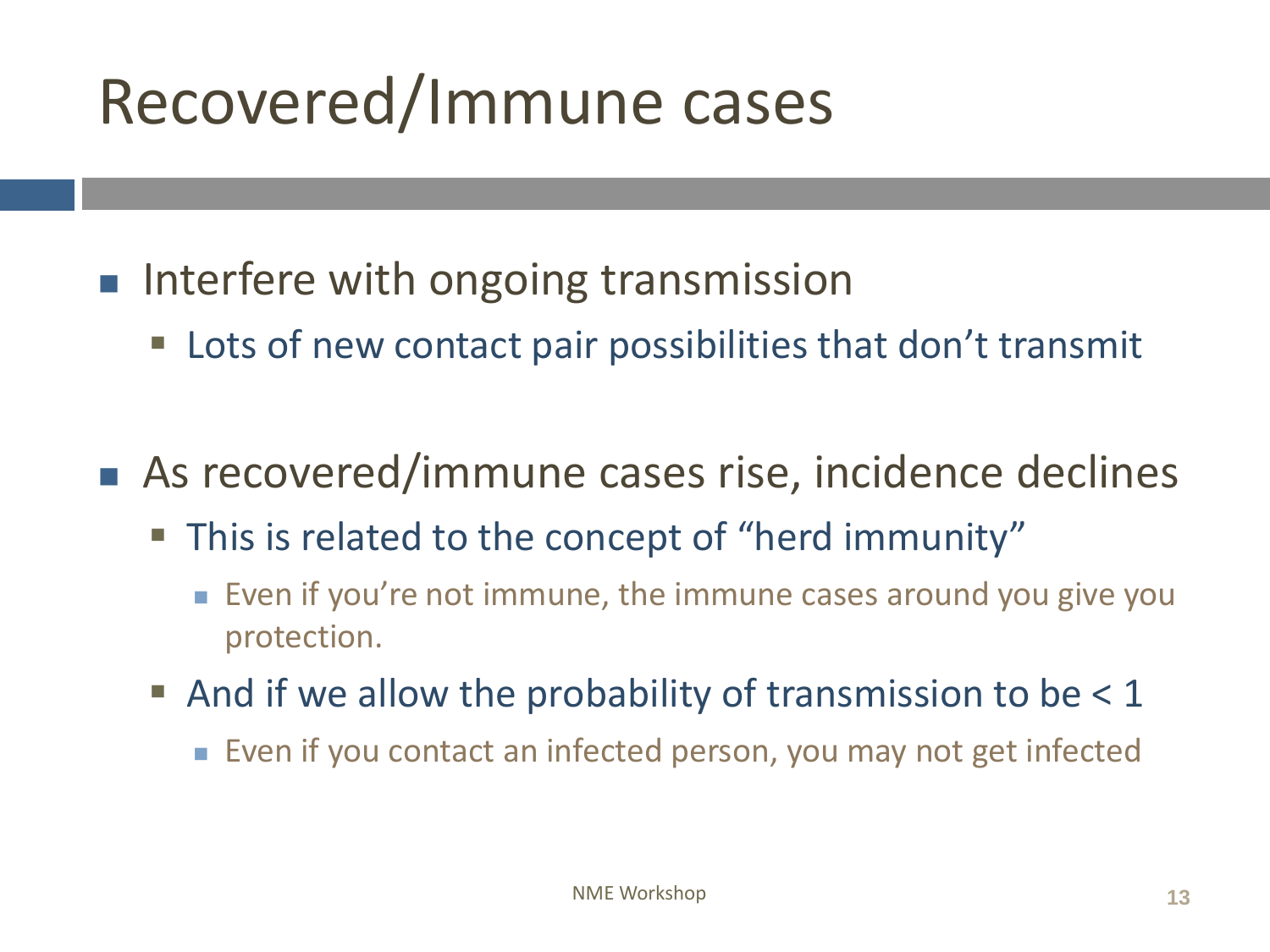# Recovered/Immune cases

- Interfere with ongoing transmission
  - Lots of new contact pair possibilities that don't transmit

- As recovered/immune cases rise, incidence declines
  - This is related to the concept of "herd immunity"
    - Even if you're not immune, the immune cases around you give you protection.
  - And if we allow the probability of transmission to be $< 1$
    - Even if you contact an infected person, you may not get infected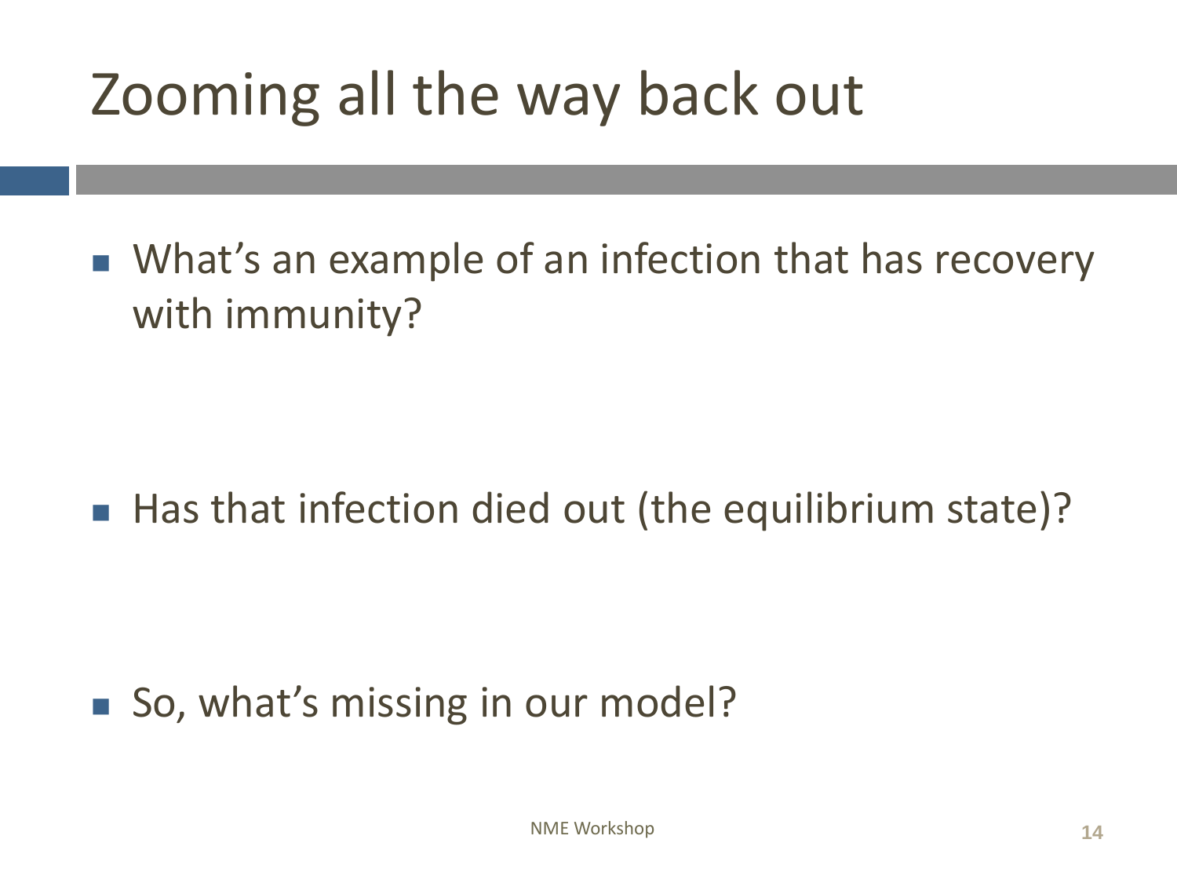# Zooming all the way back out

- What's an example of an infection that has recovery with immunity?

- Has that infection died out (the equilibrium state)?

- So, what's missing in our model?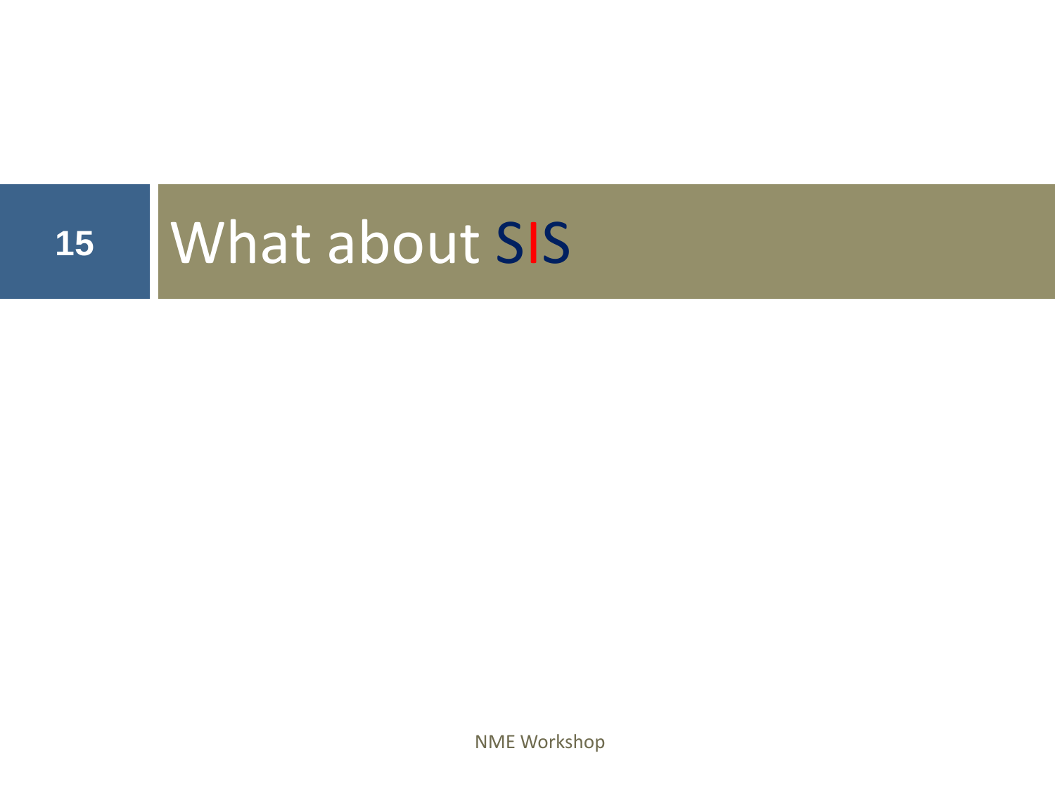# What about SIS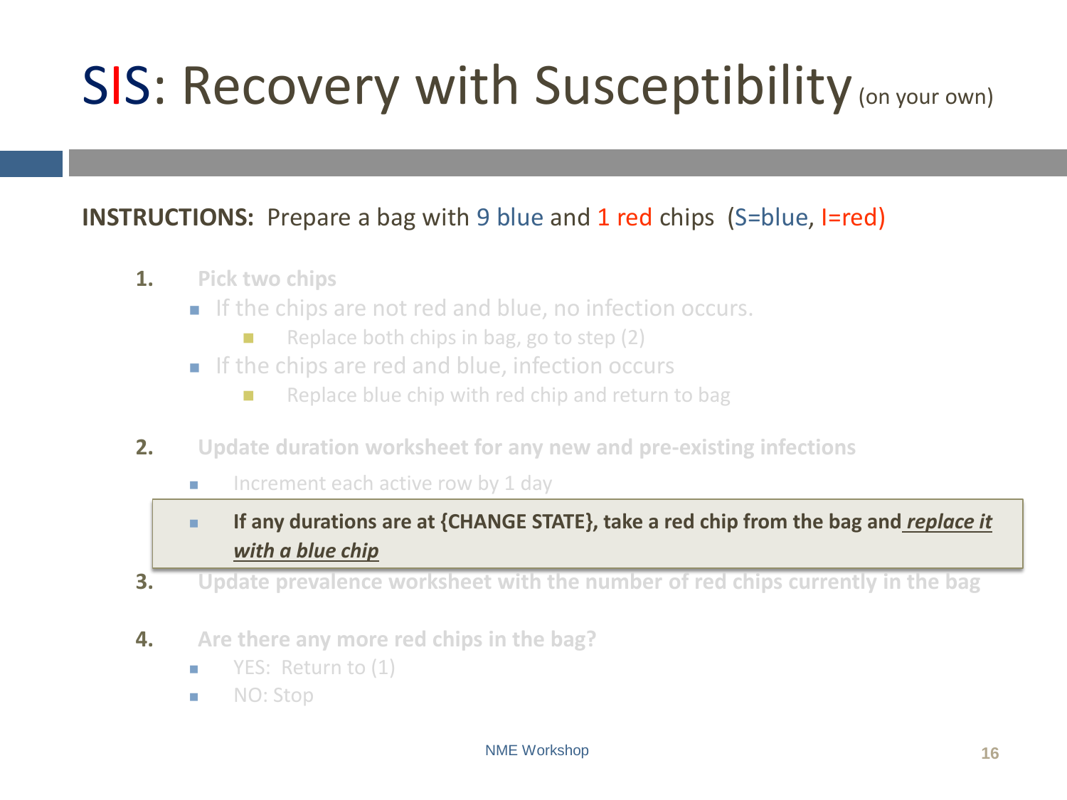# SIS: Recovery with Susceptibility (on your own)

**INSTRUCTIONS:** Prepare a bag with 9 blue and 1 red chips (S=blue, I=red)

1. **Pick two chips**
   - If the chips are not red and blue, no infection occurs.
     - Replace both chips in bag, go to step (2)
   - If the chips are red and blue, infection occurs
     - Replace blue chip with red chip and return to bag
2. **Update duration worksheet for any new and pre-existing infections**
   - Increment each active row by 1 day
   - **If any durations are at {CHANGE STATE}, take a red chip from the bag and *replace it with a blue chip***
3. **Update prevalence worksheet with the number of red chips currently in the bag**
4. **Are there any more red chips in the bag?**
   - YES: Return to (1)
   - NO: Stop

NME Workshop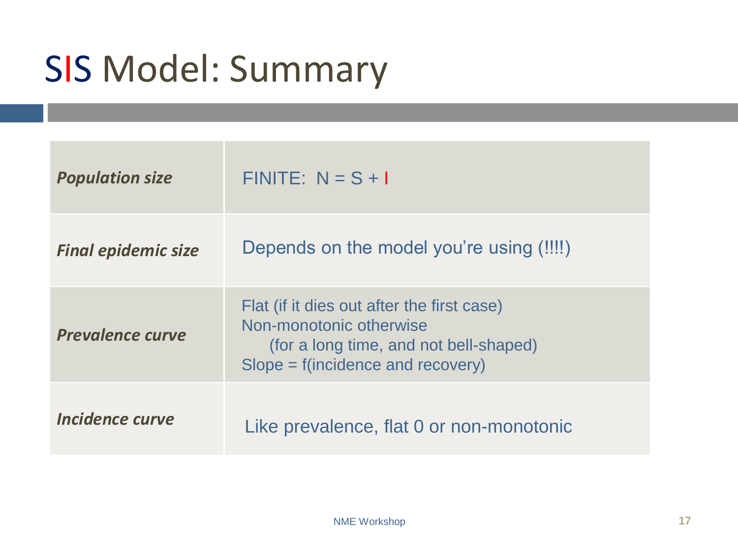# SIS Model: Summary

| | |
|---|---|
| ***Population size*** | FINITE: $N = S + I$ |
| ***Final epidemic size*** | Depends on the model you're using (!!!!) |
| ***Prevalence curve*** | Flat (if it dies out after the first case)<br>Non-monotonic otherwise<br>(for a long time, and not bell-shaped)<br>Slope = f(incidence and recovery) |
| ***Incidence curve*** | Like prevalence, flat 0 or non-monotonic |

NME Workshop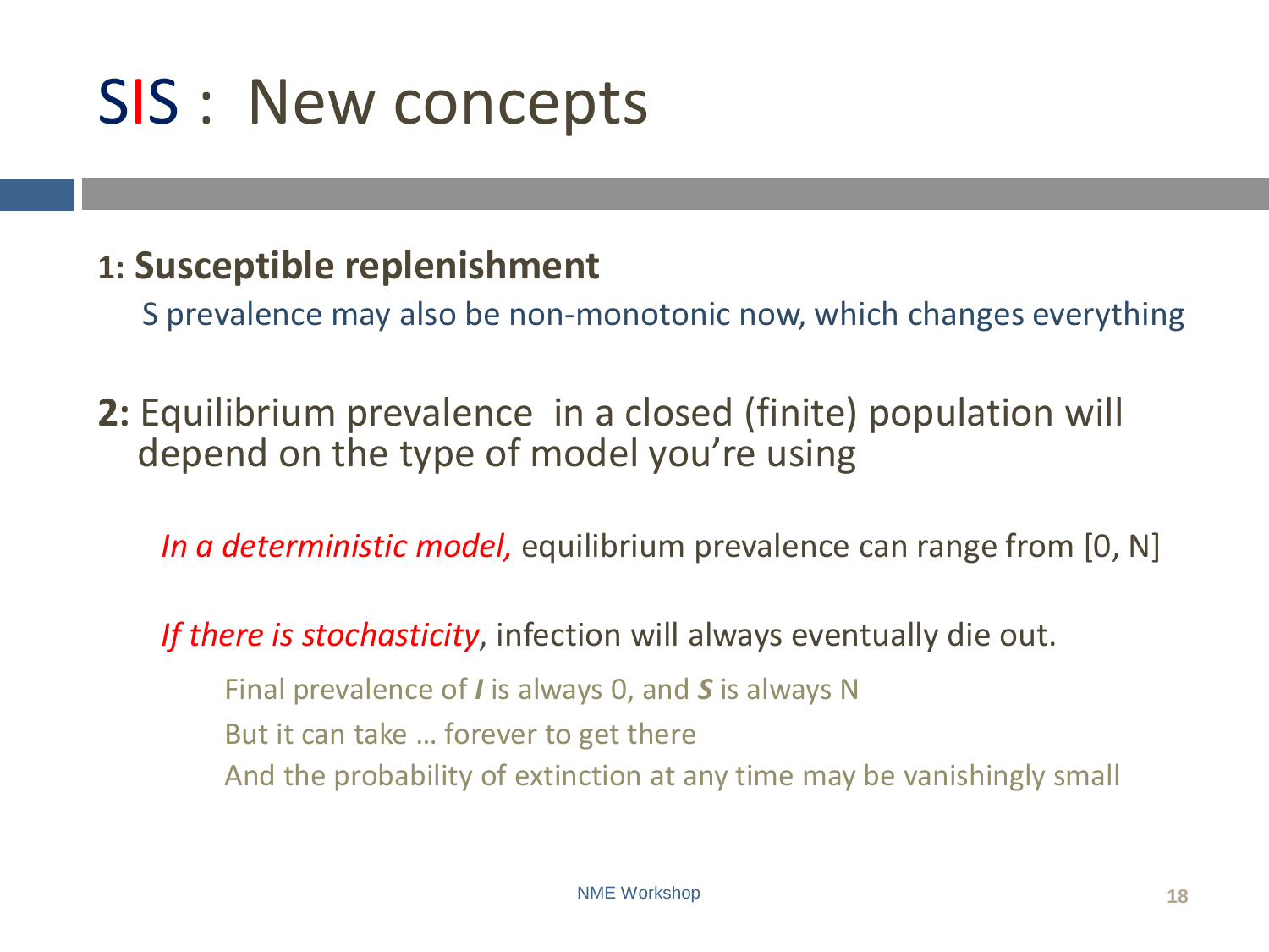# SIS : New concepts

**1: Susceptible replenishment**

S prevalence may also be non-monotonic now, which changes everything

**2:** Equilibrium prevalence in a closed (finite) population will depend on the type of model you're using

*In a deterministic model,* equilibrium prevalence can range from [0, N]

*If there is stochasticity*, infection will always eventually die out.

- Final prevalence of ***I*** is always 0, and ***S*** is always N
- But it can take … forever to get there
- And the probability of extinction at any time may be vanishingly small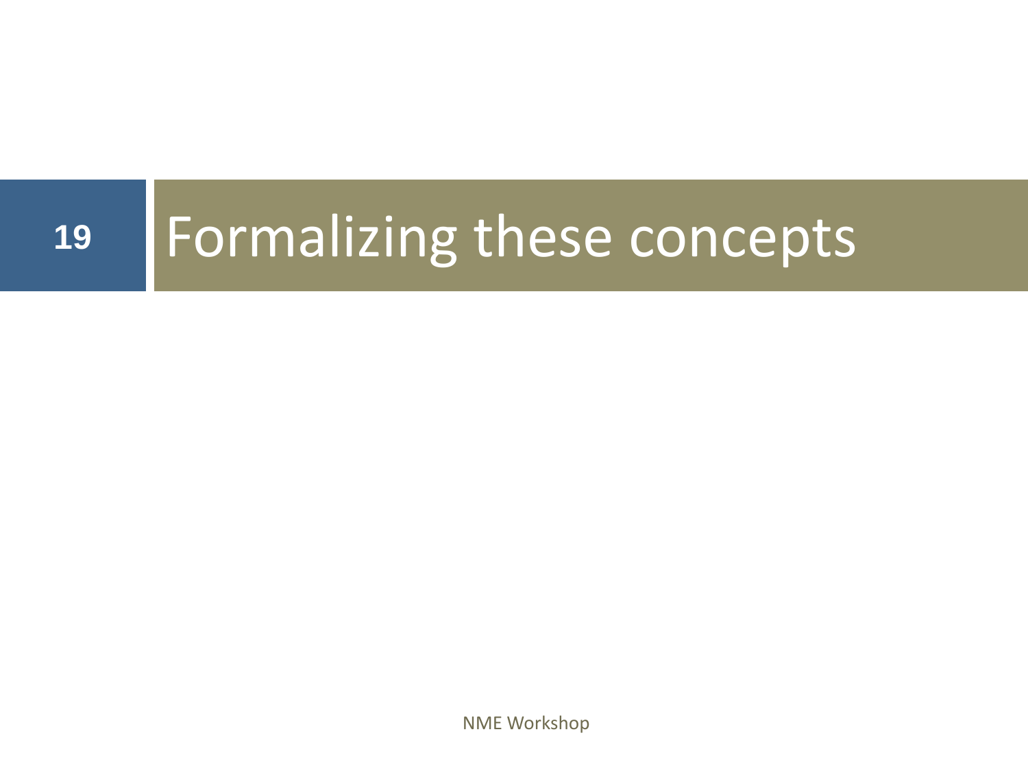# Formalizing these concepts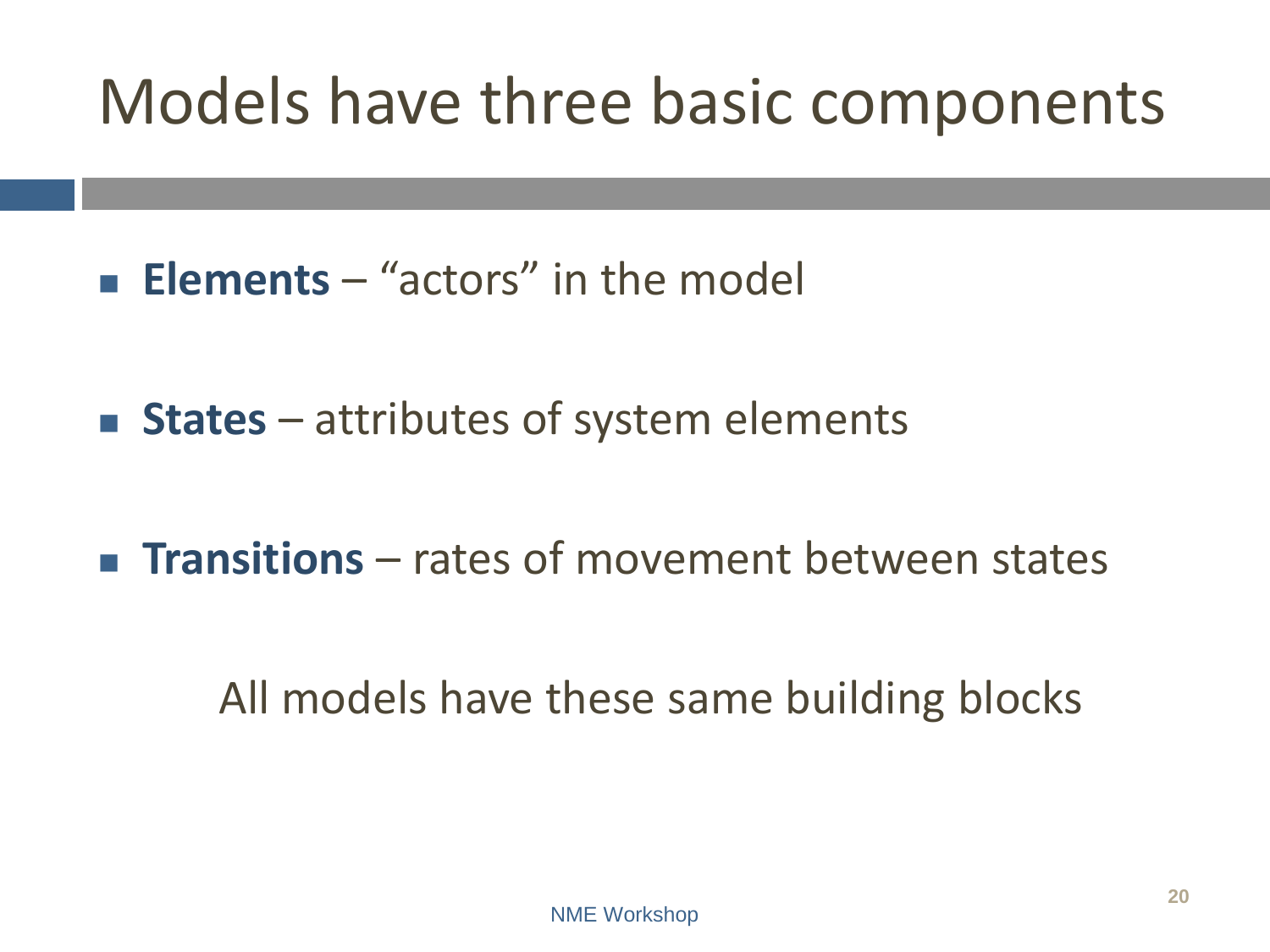# Models have three basic components

- **Elements** – "actors" in the model
- **States** – attributes of system elements
- **Transitions** – rates of movement between states

All models have these same building blocks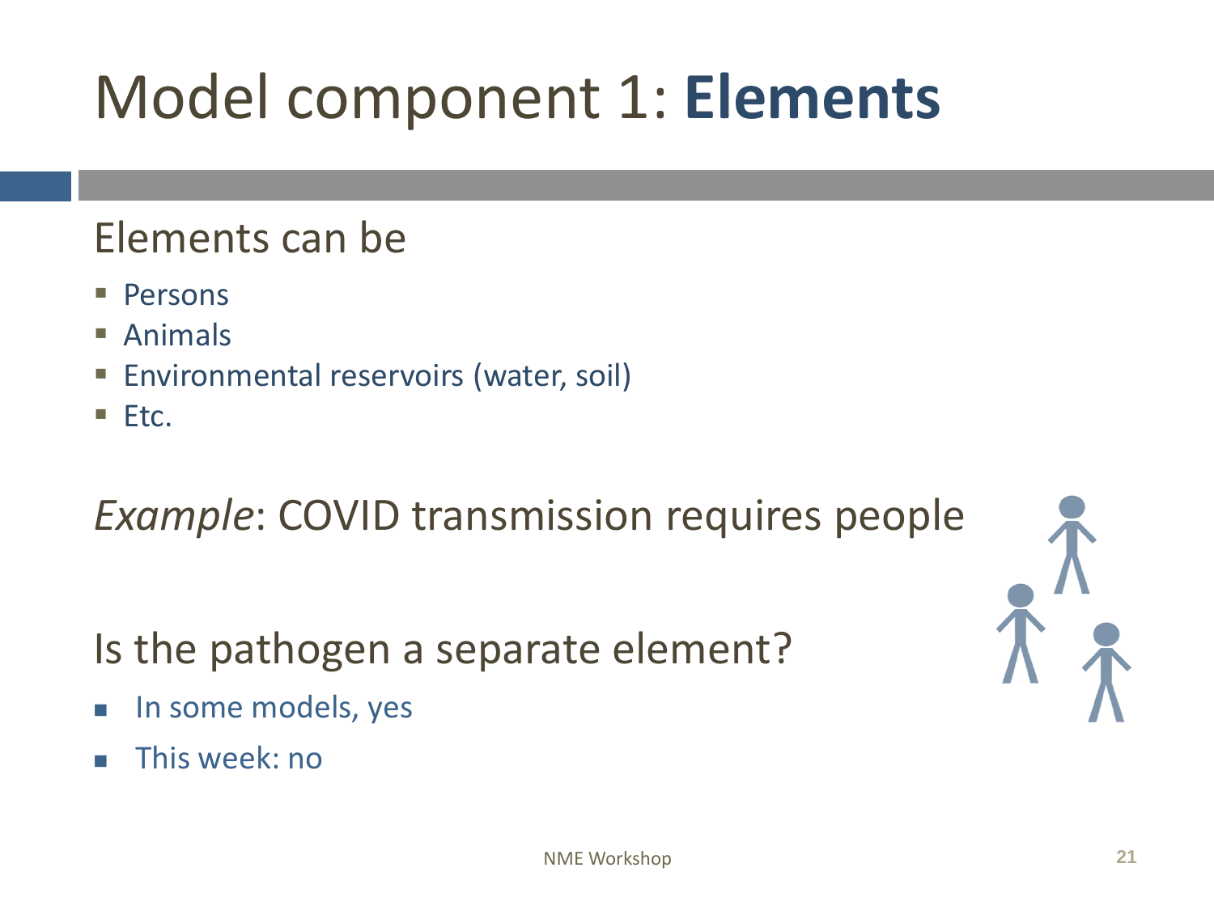# Model component 1: **Elements**

Elements can be

- Persons
- Animals
- Environmental reservoirs (water, soil)
- Etc.

*Example*: COVID transmission requires people

Is the pathogen a separate element?

- In some models, yes
- This week: no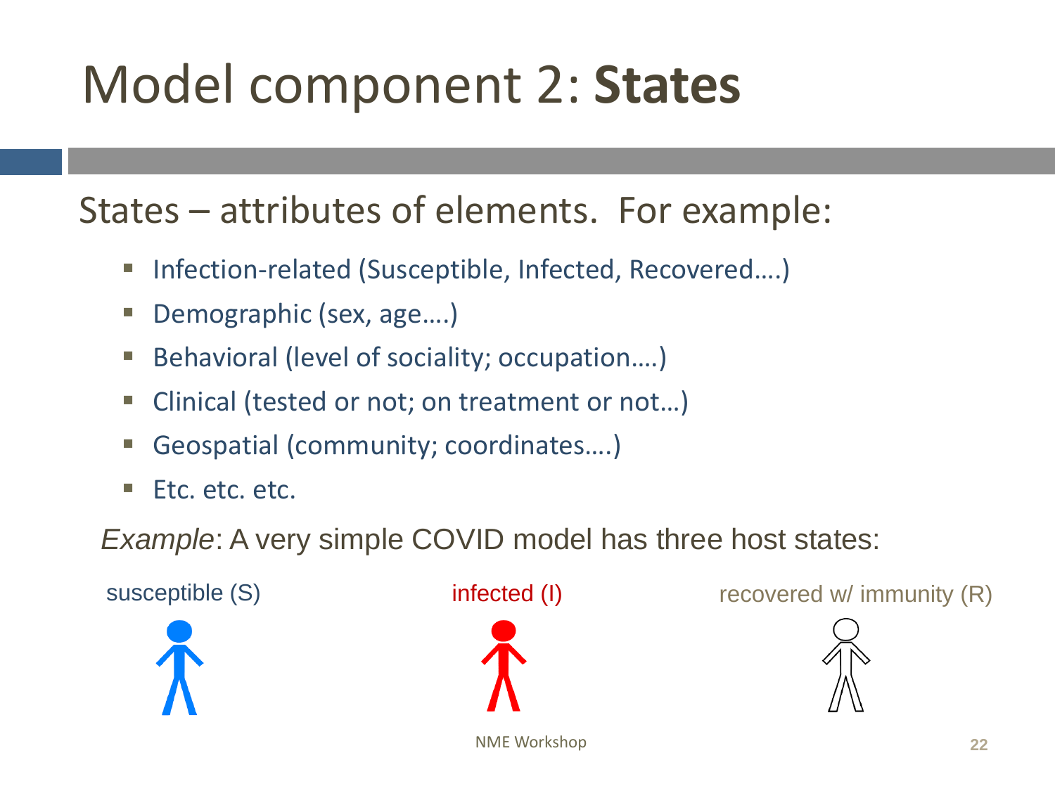# Model component 2: **States**

States – attributes of elements. For example:

- Infection-related (Susceptible, Infected, Recovered….)
- Demographic (sex, age….)
- Behavioral (level of sociality; occupation….)
- Clinical (tested or not; on treatment or not…)
- Geospatial (community; coordinates….)
- Etc. etc. etc.

*Example*: A very simple COVID model has three host states:

susceptible (S) infected (I) recovered w/ immunity (R)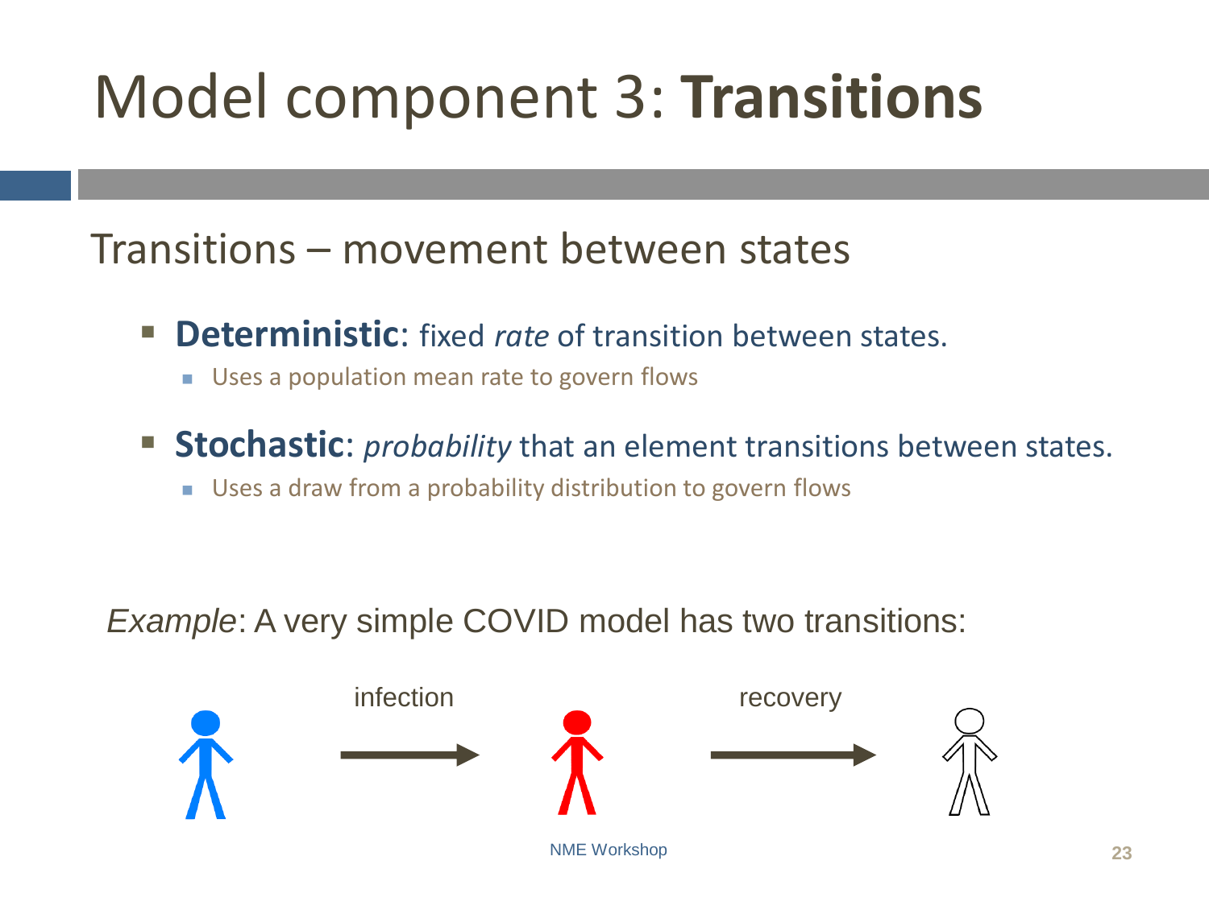# Model component 3: **Transitions**

## Transitions – movement between states

- **Deterministic**: fixed *rate* of transition between states.
  - Uses a population mean rate to govern flows
- **Stochastic**: *probability* that an element transitions between states.
  - Uses a draw from a probability distribution to govern flows

*Example*: A very simple COVID model has two transitions:

infection → recovery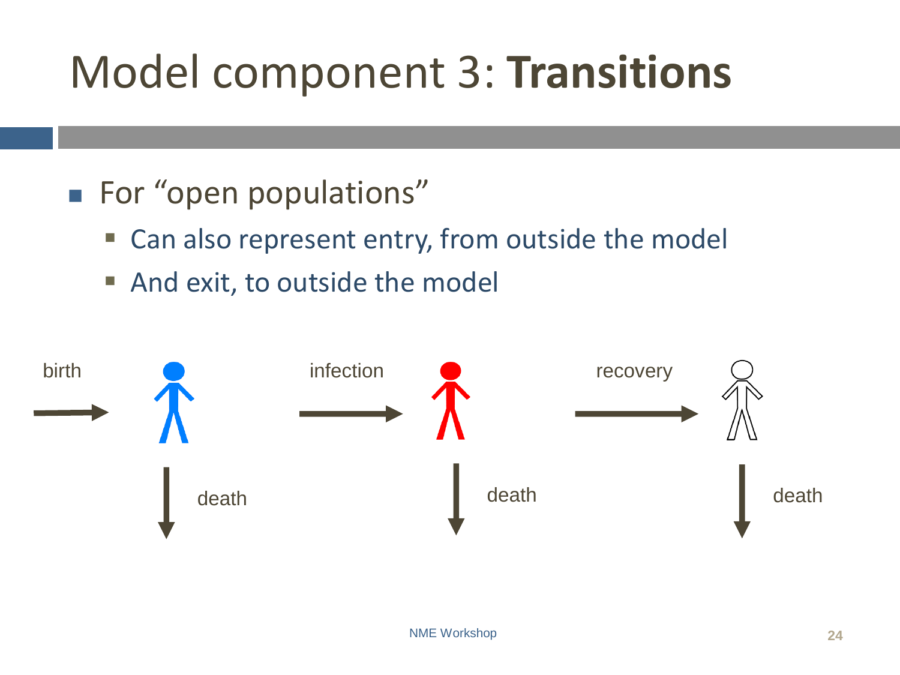# Model component 3: **Transitions**

- For "open populations"
  - Can also represent entry, from outside the model
  - And exit, to outside the model

birth → infection → recovery

death death death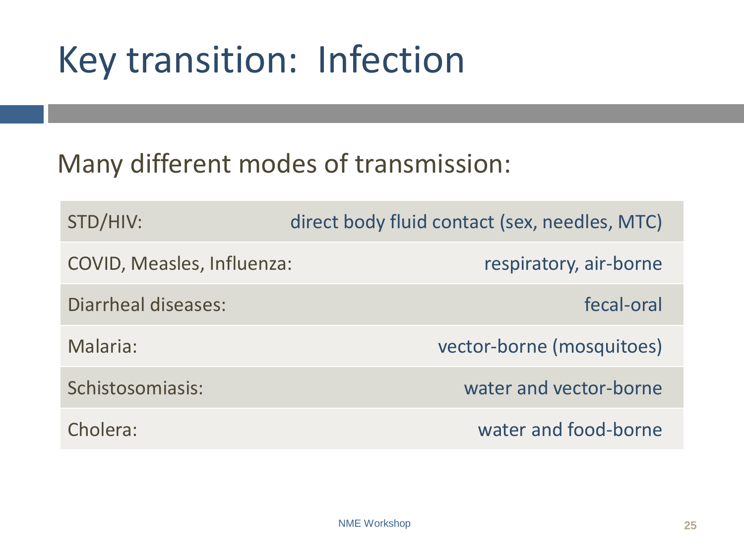# Key transition: Infection

Many different modes of transmission:

| | |
|---|---|
| STD/HIV: | direct body fluid contact (sex, needles, MTC) |
| COVID, Measles, Influenza: | respiratory, air-borne |
| Diarrheal diseases: | fecal-oral |
| Malaria: | vector-borne (mosquitoes) |
| Schistosomiasis: | water and vector-borne |
| Cholera: | water and food-borne |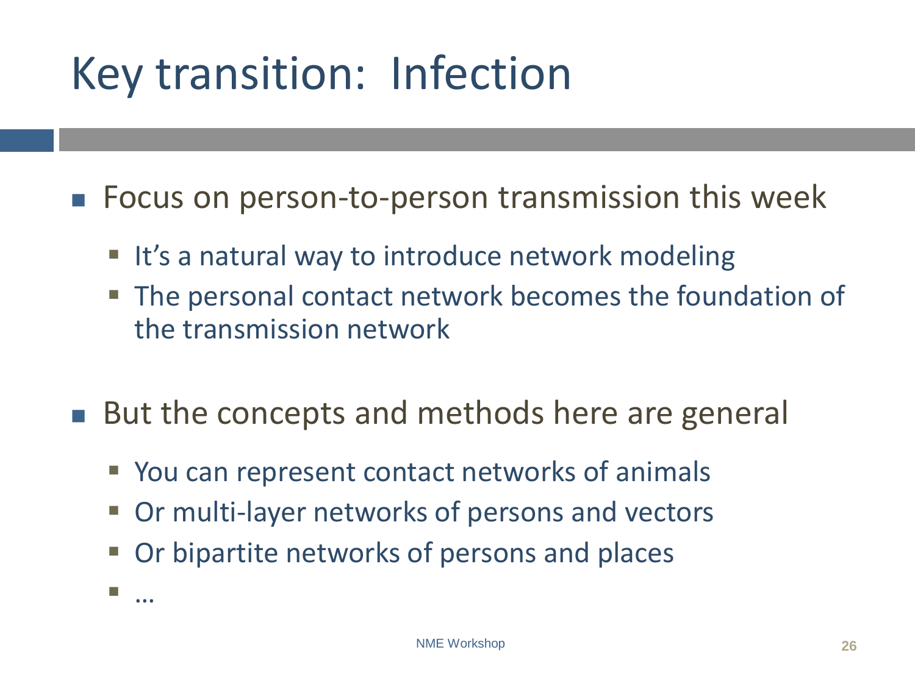# Key transition: Infection

- Focus on person-to-person transmission this week
  - It's a natural way to introduce network modeling
  - The personal contact network becomes the foundation of the transmission network

- But the concepts and methods here are general
  - You can represent contact networks of animals
  - Or multi-layer networks of persons and vectors
  - Or bipartite networks of persons and places
  - …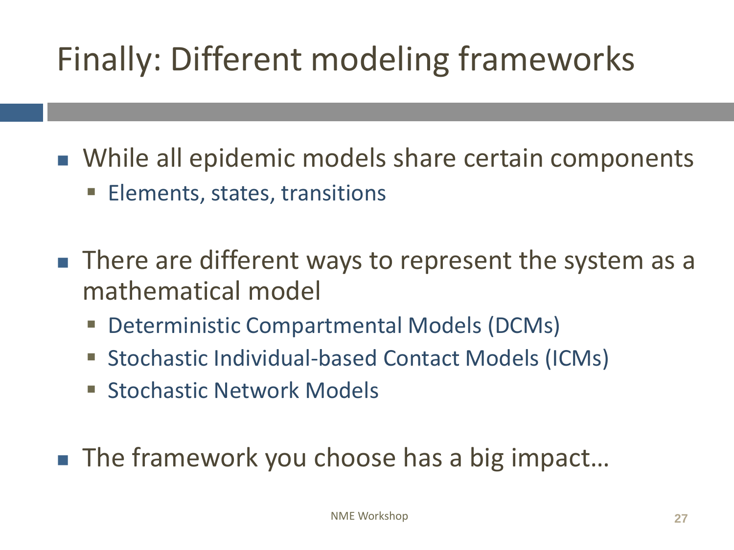# Finally: Different modeling frameworks

- While all epidemic models share certain components
  - Elements, states, transitions
- There are different ways to represent the system as a mathematical model
  - Deterministic Compartmental Models (DCMs)
  - Stochastic Individual-based Contact Models (ICMs)
  - Stochastic Network Models
- The framework you choose has a big impact…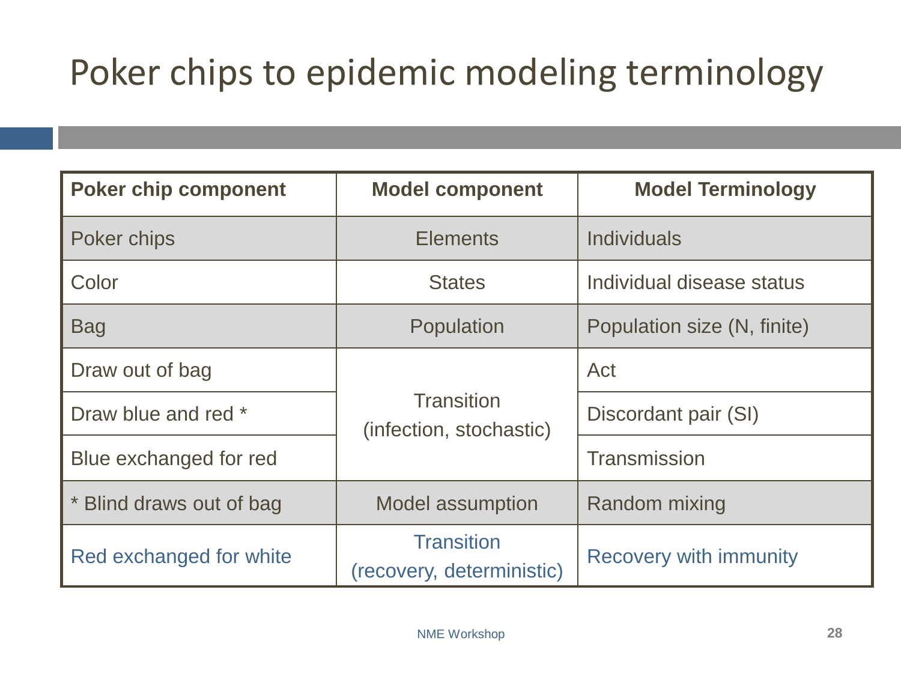# Poker chips to epidemic modeling terminology

| Poker chip component | Model component | Model Terminology |
|---|---|---|
| Poker chips | Elements | Individuals |
| Color | States | Individual disease status |
| Bag | Population | Population size (N, finite) |
| Draw out of bag | Transition (infection, stochastic) | Act |
| Draw blue and red * | | Discordant pair (SI) |
| Blue exchanged for red | | Transmission |
| * Blind draws out of bag | Model assumption | Random mixing |
| Red exchanged for white | Transition (recovery, deterministic) | Recovery with immunity |

NME Workshop